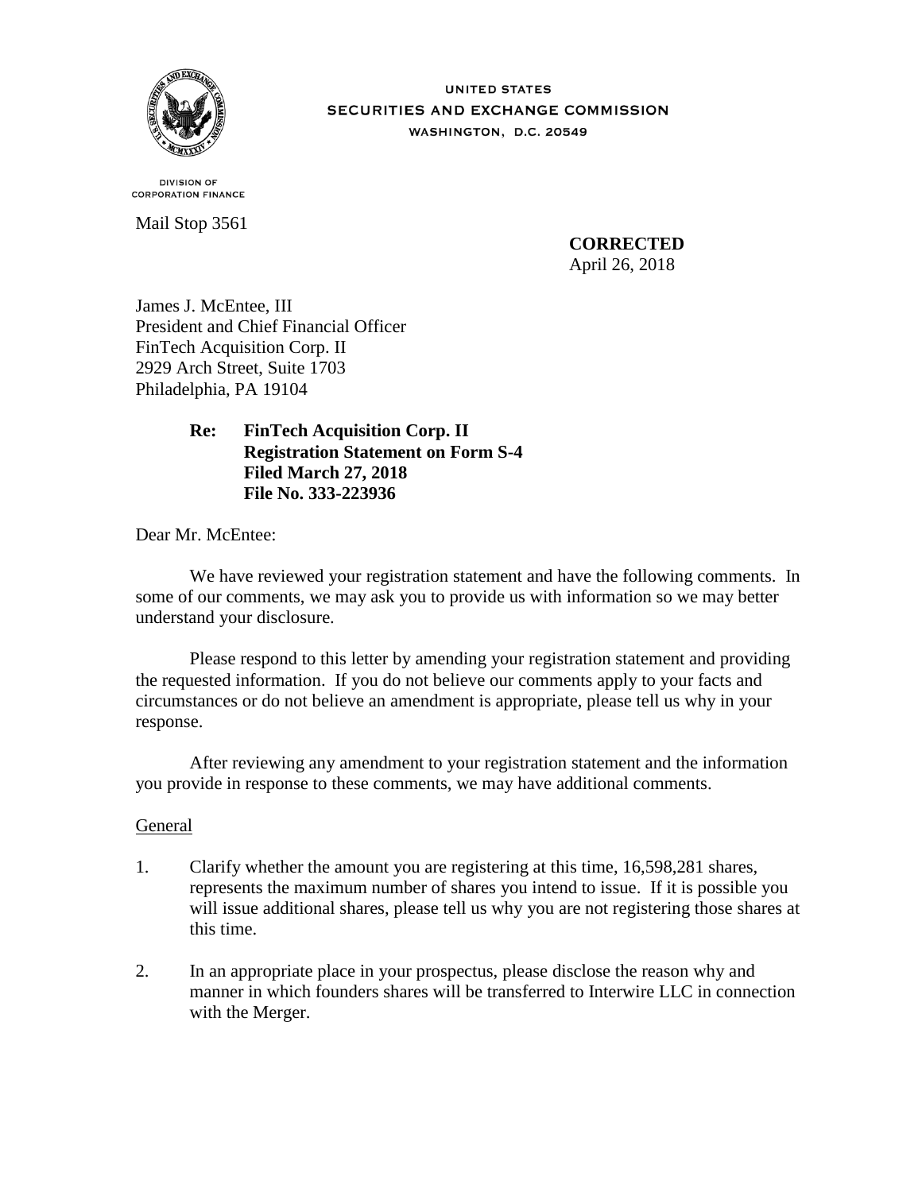UNITED STATES
SECURITIES AND EXCHANGE COMMISSION
WASHINGTON, D.C. 20549

DIVISION OF
CORPORATION FINANCE

Mail Stop 3561

**CORRECTED**
April 26, 2018

James J. McEntee, III
President and Chief Financial Officer
FinTech Acquisition Corp. II
2929 Arch Street, Suite 1703
Philadelphia, PA 19104

**Re: FinTech Acquisition Corp. II**
**Registration Statement on Form S-4**
**Filed March 27, 2018**
**File No. 333-223936**

Dear Mr. McEntee:

We have reviewed your registration statement and have the following comments. In some of our comments, we may ask you to provide us with information so we may better understand your disclosure.

Please respond to this letter by amending your registration statement and providing the requested information. If you do not believe our comments apply to your facts and circumstances or do not believe an amendment is appropriate, please tell us why in your response.

After reviewing any amendment to your registration statement and the information you provide in response to these comments, we may have additional comments.

General

1. Clarify whether the amount you are registering at this time, 16,598,281 shares, represents the maximum number of shares you intend to issue. If it is possible you will issue additional shares, please tell us why you are not registering those shares at this time.

2. In an appropriate place in your prospectus, please disclose the reason why and manner in which founders shares will be transferred to Interwire LLC in connection with the Merger.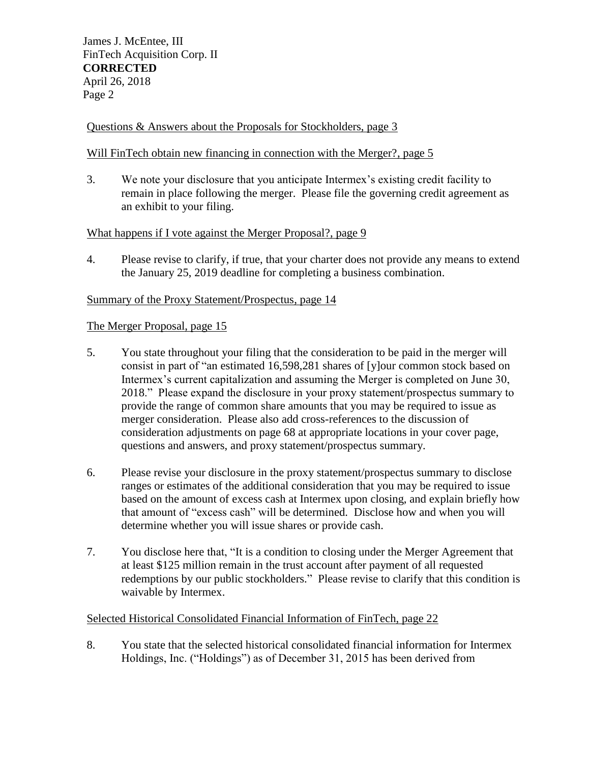Questions & Answers about the Proposals for Stockholders, page 3

Will FinTech obtain new financing in connection with the Merger?, page 5

3. We note your disclosure that you anticipate Intermex's existing credit facility to remain in place following the merger. Please file the governing credit agreement as an exhibit to your filing.

What happens if I vote against the Merger Proposal?, page 9

4. Please revise to clarify, if true, that your charter does not provide any means to extend the January 25, 2019 deadline for completing a business combination.

Summary of the Proxy Statement/Prospectus, page 14

The Merger Proposal, page 15

5. You state throughout your filing that the consideration to be paid in the merger will consist in part of "an estimated 16,598,281 shares of [y]our common stock based on Intermex's current capitalization and assuming the Merger is completed on June 30, 2018." Please expand the disclosure in your proxy statement/prospectus summary to provide the range of common share amounts that you may be required to issue as merger consideration. Please also add cross-references to the discussion of consideration adjustments on page 68 at appropriate locations in your cover page, questions and answers, and proxy statement/prospectus summary.

6. Please revise your disclosure in the proxy statement/prospectus summary to disclose ranges or estimates of the additional consideration that you may be required to issue based on the amount of excess cash at Intermex upon closing, and explain briefly how that amount of "excess cash" will be determined. Disclose how and when you will determine whether you will issue shares or provide cash.

7. You disclose here that, "It is a condition to closing under the Merger Agreement that at least $125 million remain in the trust account after payment of all requested redemptions by our public stockholders." Please revise to clarify that this condition is waivable by Intermex.

Selected Historical Consolidated Financial Information of FinTech, page 22

8. You state that the selected historical consolidated financial information for Intermex Holdings, Inc. ("Holdings") as of December 31, 2015 has been derived from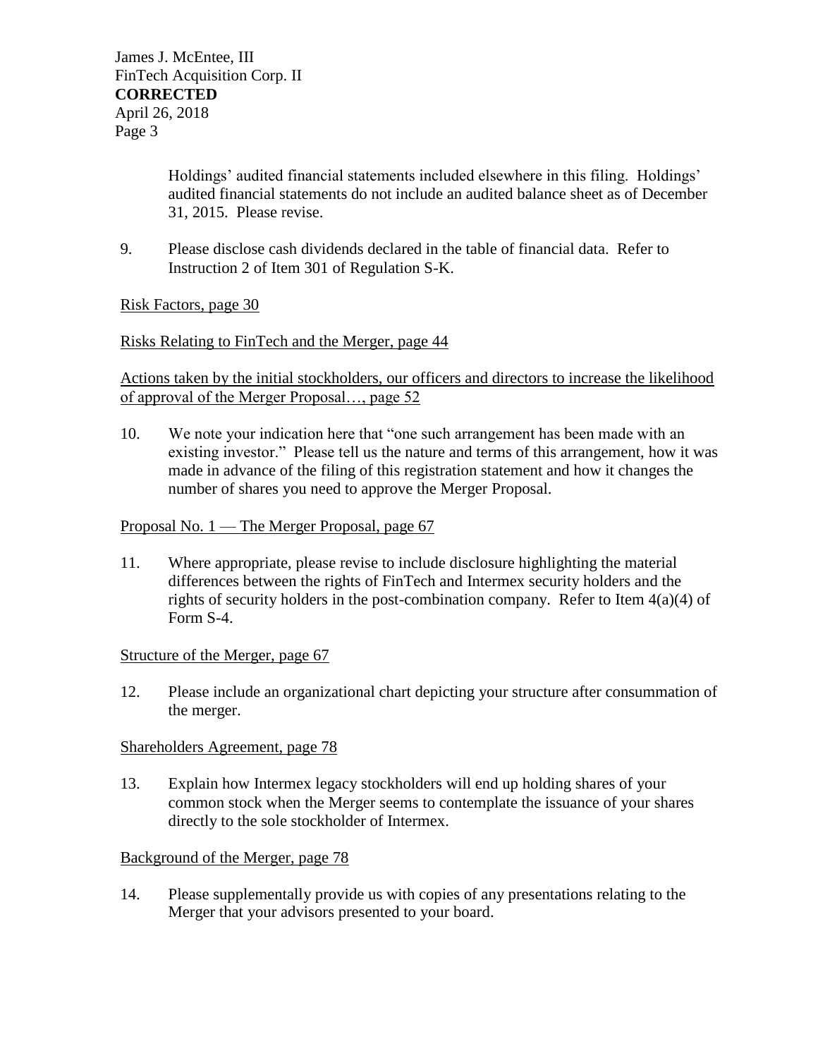Holdings' audited financial statements included elsewhere in this filing. Holdings' audited financial statements do not include an audited balance sheet as of December 31, 2015. Please revise.

9. Please disclose cash dividends declared in the table of financial data. Refer to Instruction 2 of Item 301 of Regulation S-K.

<u>Risk Factors, page 30</u>

<u>Risks Relating to FinTech and the Merger, page 44</u>

<u>Actions taken by the initial stockholders, our officers and directors to increase the likelihood of approval of the Merger Proposal…, page 52</u>

10. We note your indication here that "one such arrangement has been made with an existing investor." Please tell us the nature and terms of this arrangement, how it was made in advance of the filing of this registration statement and how it changes the number of shares you need to approve the Merger Proposal.

<u>Proposal No. 1 — The Merger Proposal, page 67</u>

11. Where appropriate, please revise to include disclosure highlighting the material differences between the rights of FinTech and Intermex security holders and the rights of security holders in the post-combination company. Refer to Item 4(a)(4) of Form S-4.

<u>Structure of the Merger, page 67</u>

12. Please include an organizational chart depicting your structure after consummation of the merger.

<u>Shareholders Agreement, page 78</u>

13. Explain how Intermex legacy stockholders will end up holding shares of your common stock when the Merger seems to contemplate the issuance of your shares directly to the sole stockholder of Intermex.

<u>Background of the Merger, page 78</u>

14. Please supplementally provide us with copies of any presentations relating to the Merger that your advisors presented to your board.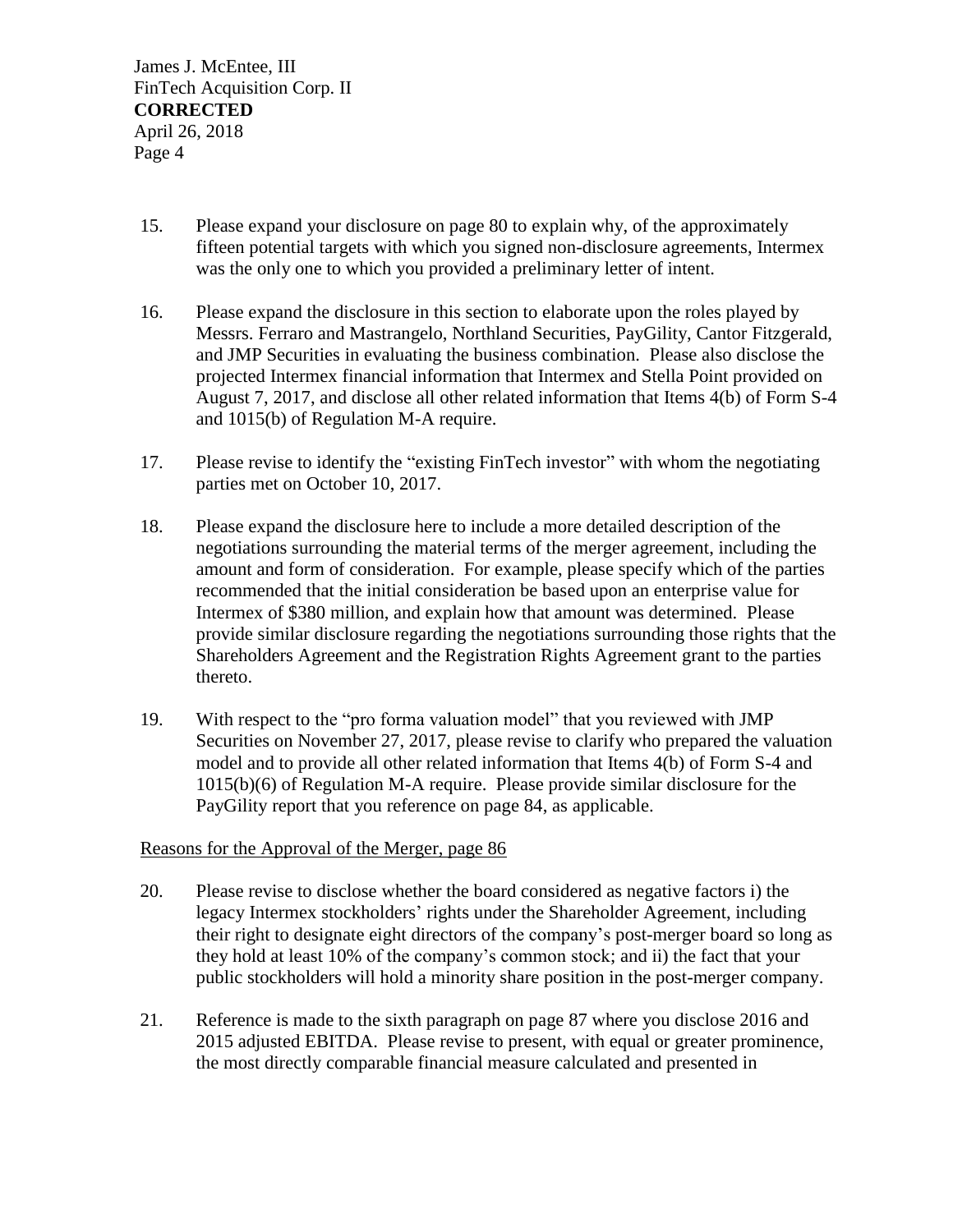15. Please expand your disclosure on page 80 to explain why, of the approximately fifteen potential targets with which you signed non-disclosure agreements, Intermex was the only one to which you provided a preliminary letter of intent.

16. Please expand the disclosure in this section to elaborate upon the roles played by Messrs. Ferraro and Mastrangelo, Northland Securities, PayGility, Cantor Fitzgerald, and JMP Securities in evaluating the business combination. Please also disclose the projected Intermex financial information that Intermex and Stella Point provided on August 7, 2017, and disclose all other related information that Items 4(b) of Form S-4 and 1015(b) of Regulation M-A require.

17. Please revise to identify the "existing FinTech investor" with whom the negotiating parties met on October 10, 2017.

18. Please expand the disclosure here to include a more detailed description of the negotiations surrounding the material terms of the merger agreement, including the amount and form of consideration. For example, please specify which of the parties recommended that the initial consideration be based upon an enterprise value for Intermex of $380 million, and explain how that amount was determined. Please provide similar disclosure regarding the negotiations surrounding those rights that the Shareholders Agreement and the Registration Rights Agreement grant to the parties thereto.

19. With respect to the "pro forma valuation model" that you reviewed with JMP Securities on November 27, 2017, please revise to clarify who prepared the valuation model and to provide all other related information that Items 4(b) of Form S-4 and 1015(b)(6) of Regulation M-A require. Please provide similar disclosure for the PayGility report that you reference on page 84, as applicable.

Reasons for the Approval of the Merger, page 86

20. Please revise to disclose whether the board considered as negative factors i) the legacy Intermex stockholders' rights under the Shareholder Agreement, including their right to designate eight directors of the company's post-merger board so long as they hold at least 10% of the company's common stock; and ii) the fact that your public stockholders will hold a minority share position in the post-merger company.

21. Reference is made to the sixth paragraph on page 87 where you disclose 2016 and 2015 adjusted EBITDA. Please revise to present, with equal or greater prominence, the most directly comparable financial measure calculated and presented in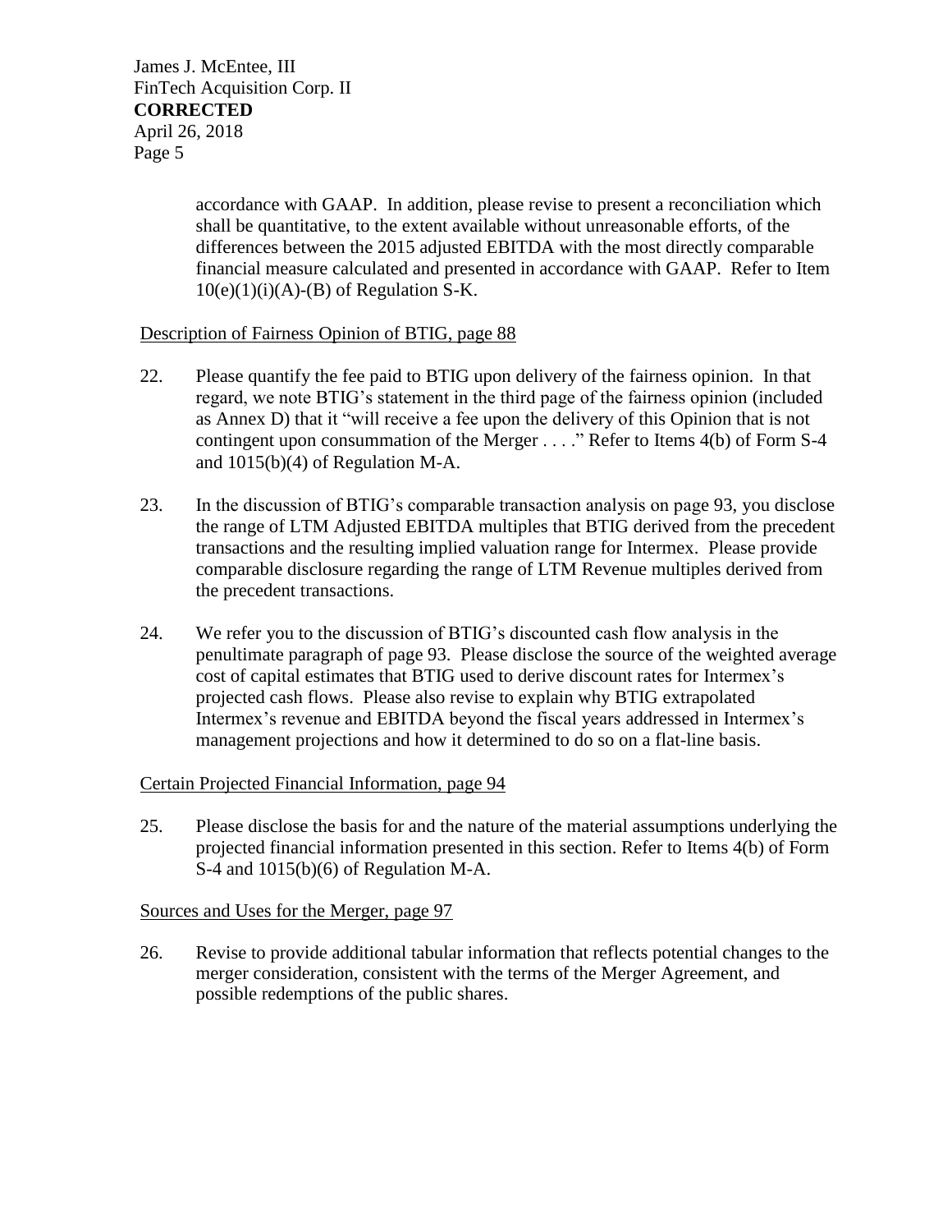accordance with GAAP. In addition, please revise to present a reconciliation which shall be quantitative, to the extent available without unreasonable efforts, of the differences between the 2015 adjusted EBITDA with the most directly comparable financial measure calculated and presented in accordance with GAAP. Refer to Item 10(e)(1)(i)(A)-(B) of Regulation S-K.

Description of Fairness Opinion of BTIG, page 88

22. Please quantify the fee paid to BTIG upon delivery of the fairness opinion. In that regard, we note BTIG's statement in the third page of the fairness opinion (included as Annex D) that it "will receive a fee upon the delivery of this Opinion that is not contingent upon consummation of the Merger . . . ." Refer to Items 4(b) of Form S-4 and 1015(b)(4) of Regulation M-A.

23. In the discussion of BTIG's comparable transaction analysis on page 93, you disclose the range of LTM Adjusted EBITDA multiples that BTIG derived from the precedent transactions and the resulting implied valuation range for Intermex. Please provide comparable disclosure regarding the range of LTM Revenue multiples derived from the precedent transactions.

24. We refer you to the discussion of BTIG's discounted cash flow analysis in the penultimate paragraph of page 93. Please disclose the source of the weighted average cost of capital estimates that BTIG used to derive discount rates for Intermex's projected cash flows. Please also revise to explain why BTIG extrapolated Intermex's revenue and EBITDA beyond the fiscal years addressed in Intermex's management projections and how it determined to do so on a flat-line basis.

Certain Projected Financial Information, page 94

25. Please disclose the basis for and the nature of the material assumptions underlying the projected financial information presented in this section. Refer to Items 4(b) of Form S-4 and 1015(b)(6) of Regulation M-A.

Sources and Uses for the Merger, page 97

26. Revise to provide additional tabular information that reflects potential changes to the merger consideration, consistent with the terms of the Merger Agreement, and possible redemptions of the public shares.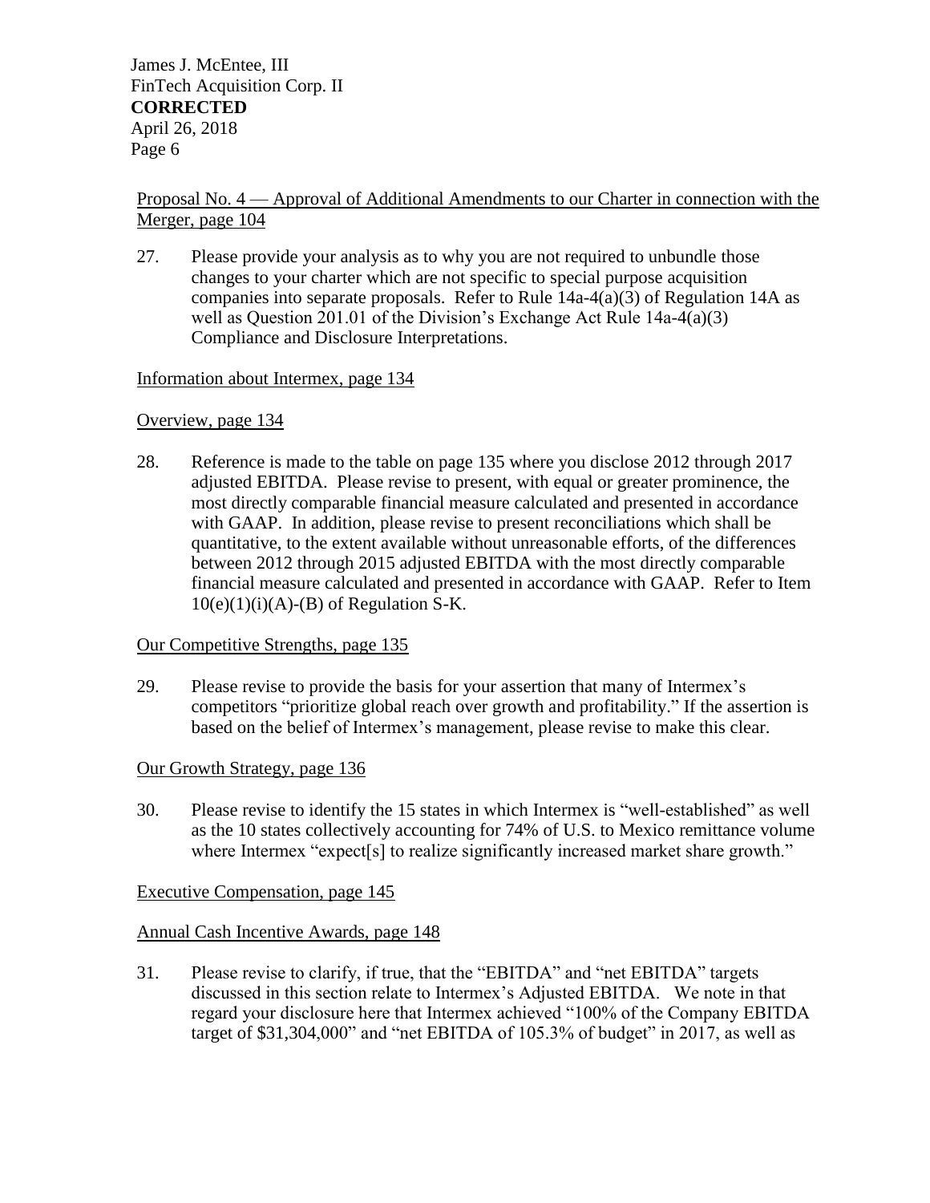Proposal No. 4 — Approval of Additional Amendments to our Charter in connection with the Merger, page 104

27. Please provide your analysis as to why you are not required to unbundle those changes to your charter which are not specific to special purpose acquisition companies into separate proposals. Refer to Rule 14a-4(a)(3) of Regulation 14A as well as Question 201.01 of the Division's Exchange Act Rule 14a-4(a)(3) Compliance and Disclosure Interpretations.

Information about Intermex, page 134

Overview, page 134

28. Reference is made to the table on page 135 where you disclose 2012 through 2017 adjusted EBITDA. Please revise to present, with equal or greater prominence, the most directly comparable financial measure calculated and presented in accordance with GAAP. In addition, please revise to present reconciliations which shall be quantitative, to the extent available without unreasonable efforts, of the differences between 2012 through 2015 adjusted EBITDA with the most directly comparable financial measure calculated and presented in accordance with GAAP. Refer to Item 10(e)(1)(i)(A)-(B) of Regulation S-K.

Our Competitive Strengths, page 135

29. Please revise to provide the basis for your assertion that many of Intermex's competitors "prioritize global reach over growth and profitability." If the assertion is based on the belief of Intermex's management, please revise to make this clear.

Our Growth Strategy, page 136

30. Please revise to identify the 15 states in which Intermex is "well-established" as well as the 10 states collectively accounting for 74% of U.S. to Mexico remittance volume where Intermex "expect[s] to realize significantly increased market share growth."

Executive Compensation, page 145

Annual Cash Incentive Awards, page 148

31. Please revise to clarify, if true, that the "EBITDA" and "net EBITDA" targets discussed in this section relate to Intermex's Adjusted EBITDA. We note in that regard your disclosure here that Intermex achieved "100% of the Company EBITDA target of $31,304,000" and "net EBITDA of 105.3% of budget" in 2017, as well as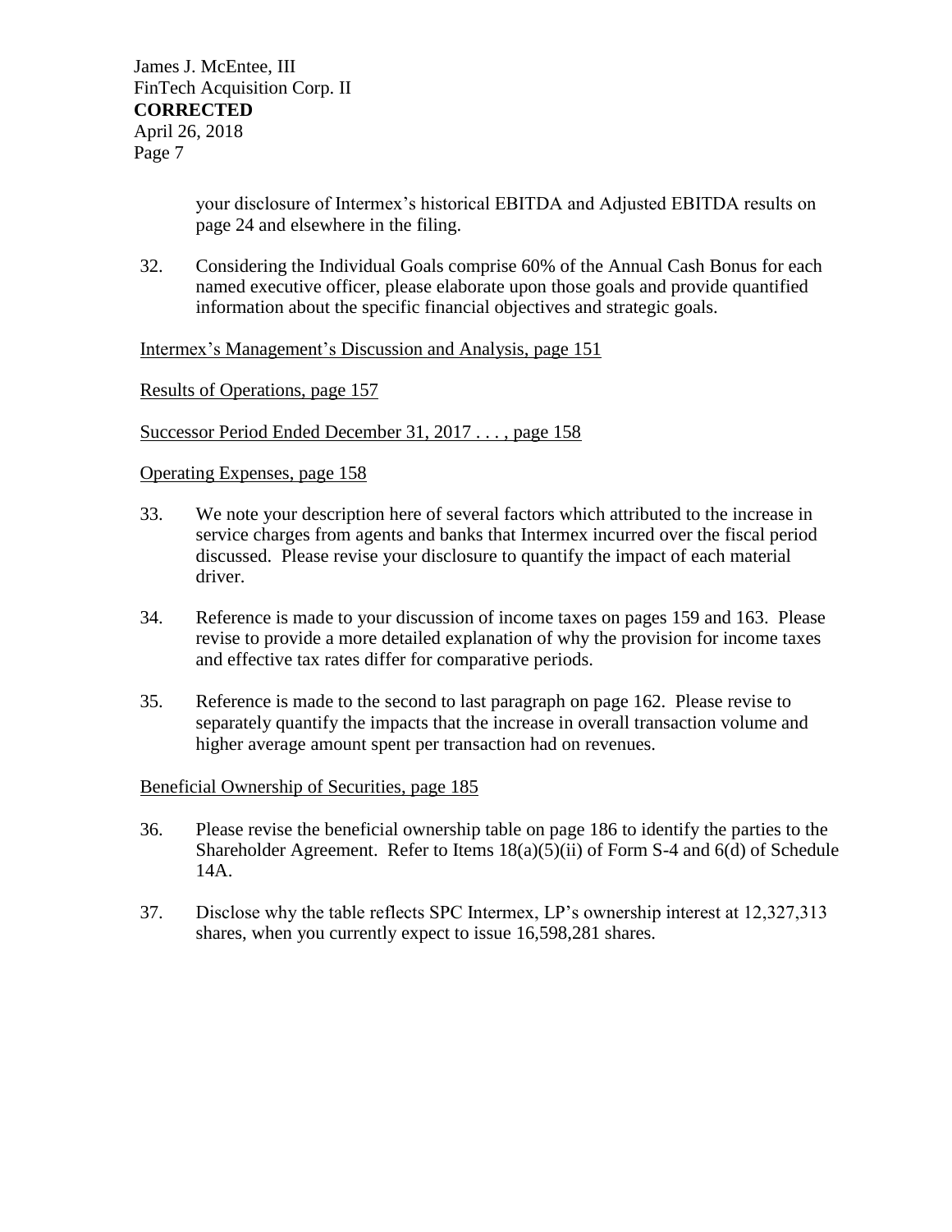your disclosure of Intermex's historical EBITDA and Adjusted EBITDA results on page 24 and elsewhere in the filing.

32. Considering the Individual Goals comprise 60% of the Annual Cash Bonus for each named executive officer, please elaborate upon those goals and provide quantified information about the specific financial objectives and strategic goals.

<u>Intermex's Management's Discussion and Analysis, page 151</u>

<u>Results of Operations, page 157</u>

<u>Successor Period Ended December 31, 2017 . . . , page 158</u>

<u>Operating Expenses, page 158</u>

33. We note your description here of several factors which attributed to the increase in service charges from agents and banks that Intermex incurred over the fiscal period discussed. Please revise your disclosure to quantify the impact of each material driver.

34. Reference is made to your discussion of income taxes on pages 159 and 163. Please revise to provide a more detailed explanation of why the provision for income taxes and effective tax rates differ for comparative periods.

35. Reference is made to the second to last paragraph on page 162. Please revise to separately quantify the impacts that the increase in overall transaction volume and higher average amount spent per transaction had on revenues.

<u>Beneficial Ownership of Securities, page 185</u>

36. Please revise the beneficial ownership table on page 186 to identify the parties to the Shareholder Agreement. Refer to Items 18(a)(5)(ii) of Form S-4 and 6(d) of Schedule 14A.

37. Disclose why the table reflects SPC Intermex, LP's ownership interest at 12,327,313 shares, when you currently expect to issue 16,598,281 shares.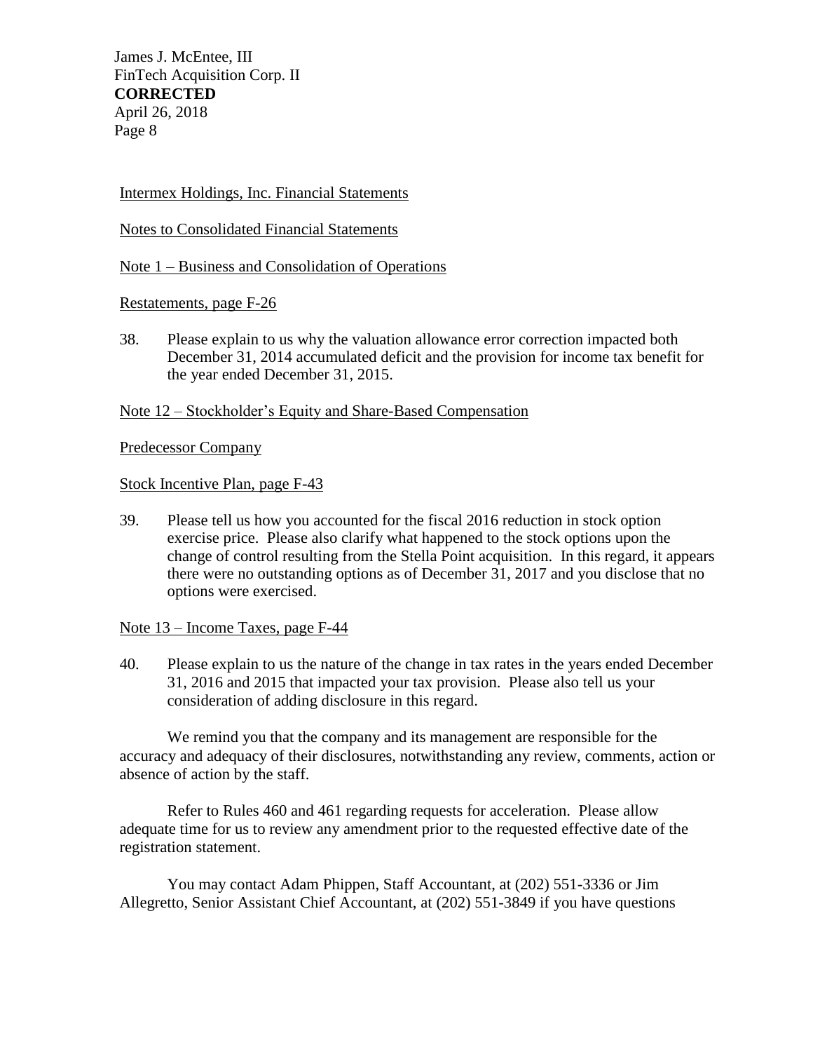Intermex Holdings, Inc. Financial Statements

Notes to Consolidated Financial Statements

Note 1 – Business and Consolidation of Operations

Restatements, page F-26

38. Please explain to us why the valuation allowance error correction impacted both December 31, 2014 accumulated deficit and the provision for income tax benefit for the year ended December 31, 2015.

Note 12 – Stockholder's Equity and Share-Based Compensation

Predecessor Company

Stock Incentive Plan, page F-43

39. Please tell us how you accounted for the fiscal 2016 reduction in stock option exercise price. Please also clarify what happened to the stock options upon the change of control resulting from the Stella Point acquisition. In this regard, it appears there were no outstanding options as of December 31, 2017 and you disclose that no options were exercised.

Note 13 – Income Taxes, page F-44

40. Please explain to us the nature of the change in tax rates in the years ended December 31, 2016 and 2015 that impacted your tax provision. Please also tell us your consideration of adding disclosure in this regard.

We remind you that the company and its management are responsible for the accuracy and adequacy of their disclosures, notwithstanding any review, comments, action or absence of action by the staff.

Refer to Rules 460 and 461 regarding requests for acceleration. Please allow adequate time for us to review any amendment prior to the requested effective date of the registration statement.

You may contact Adam Phippen, Staff Accountant, at (202) 551-3336 or Jim Allegretto, Senior Assistant Chief Accountant, at (202) 551-3849 if you have questions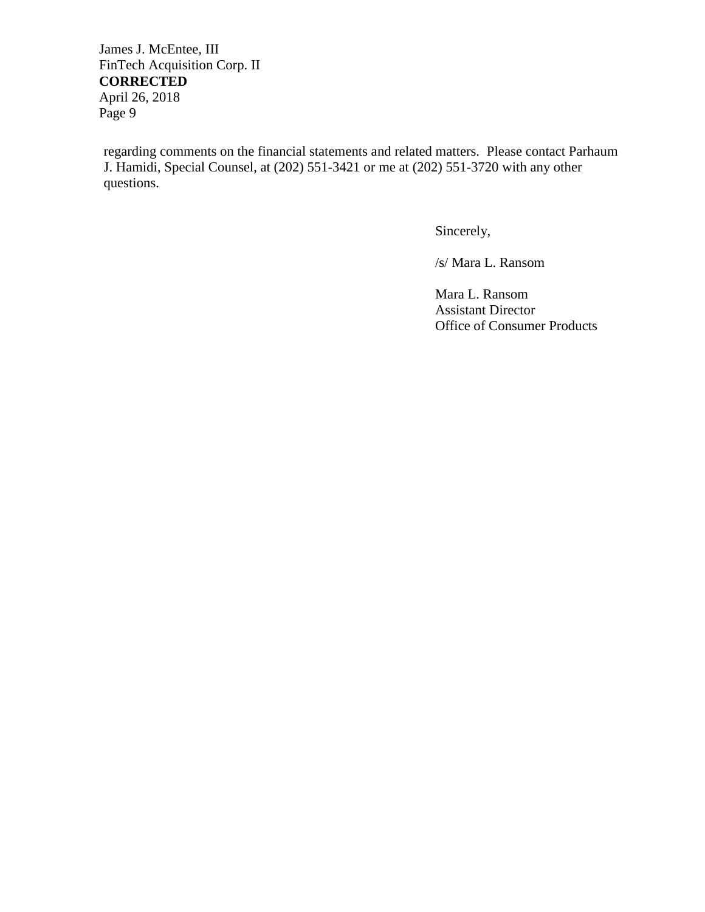regarding comments on the financial statements and related matters. Please contact Parhaum J. Hamidi, Special Counsel, at (202) 551-3421 or me at (202) 551-3720 with any other questions.

Sincerely,

/s/ Mara L. Ransom

Mara L. Ransom
Assistant Director
Office of Consumer Products